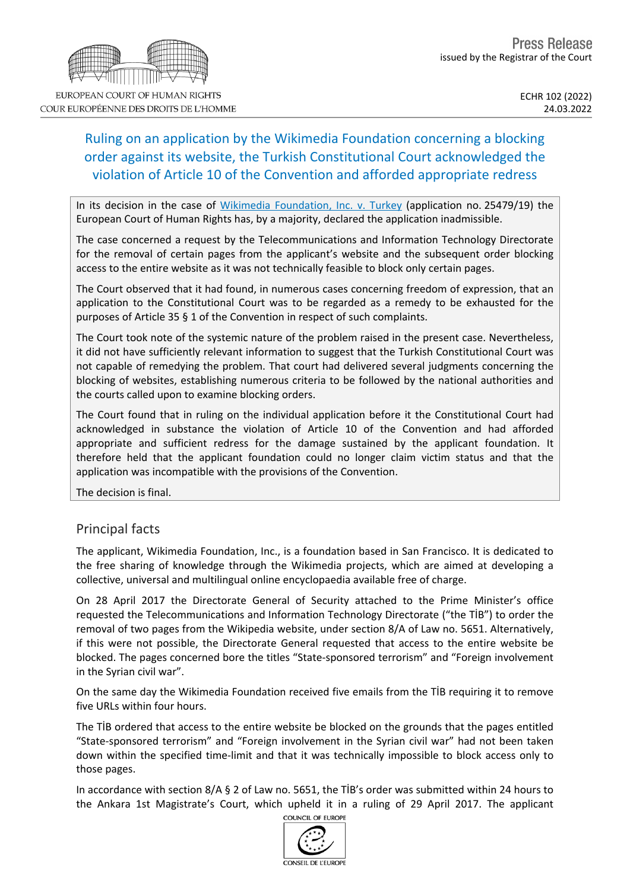Press Release
issued by the Registrar of the Court

ECHR 102 (2022)
24.03.2022

# Ruling on an application by the Wikimedia Foundation concerning a blocking order against its website, the Turkish Constitutional Court acknowledged the violation of Article 10 of the Convention and afforded appropriate redress

In its decision in the case of Wikimedia Foundation, Inc. v. Turkey (application no. 25479/19) the European Court of Human Rights has, by a majority, declared the application inadmissible.

The case concerned a request by the Telecommunications and Information Technology Directorate for the removal of certain pages from the applicant's website and the subsequent order blocking access to the entire website as it was not technically feasible to block only certain pages.

The Court observed that it had found, in numerous cases concerning freedom of expression, that an application to the Constitutional Court was to be regarded as a remedy to be exhausted for the purposes of Article 35 § 1 of the Convention in respect of such complaints.

The Court took note of the systemic nature of the problem raised in the present case. Nevertheless, it did not have sufficiently relevant information to suggest that the Turkish Constitutional Court was not capable of remedying the problem. That court had delivered several judgments concerning the blocking of websites, establishing numerous criteria to be followed by the national authorities and the courts called upon to examine blocking orders.

The Court found that in ruling on the individual application before it the Constitutional Court had acknowledged in substance the violation of Article 10 of the Convention and had afforded appropriate and sufficient redress for the damage sustained by the applicant foundation. It therefore held that the applicant foundation could no longer claim victim status and that the application was incompatible with the provisions of the Convention.

The decision is final.

## Principal facts

The applicant, Wikimedia Foundation, Inc., is a foundation based in San Francisco. It is dedicated to the free sharing of knowledge through the Wikimedia projects, which are aimed at developing a collective, universal and multilingual online encyclopaedia available free of charge.

On 28 April 2017 the Directorate General of Security attached to the Prime Minister's office requested the Telecommunications and Information Technology Directorate ("the TİB") to order the removal of two pages from the Wikipedia website, under section 8/A of Law no. 5651. Alternatively, if this were not possible, the Directorate General requested that access to the entire website be blocked. The pages concerned bore the titles "State-sponsored terrorism" and "Foreign involvement in the Syrian civil war".

On the same day the Wikimedia Foundation received five emails from the TİB requiring it to remove five URLs within four hours.

The TİB ordered that access to the entire website be blocked on the grounds that the pages entitled "State-sponsored terrorism" and "Foreign involvement in the Syrian civil war" had not been taken down within the specified time-limit and that it was technically impossible to block access only to those pages.

In accordance with section 8/A § 2 of Law no. 5651, the TİB's order was submitted within 24 hours to the Ankara 1st Magistrate's Court, which upheld it in a ruling of 29 April 2017. The applicant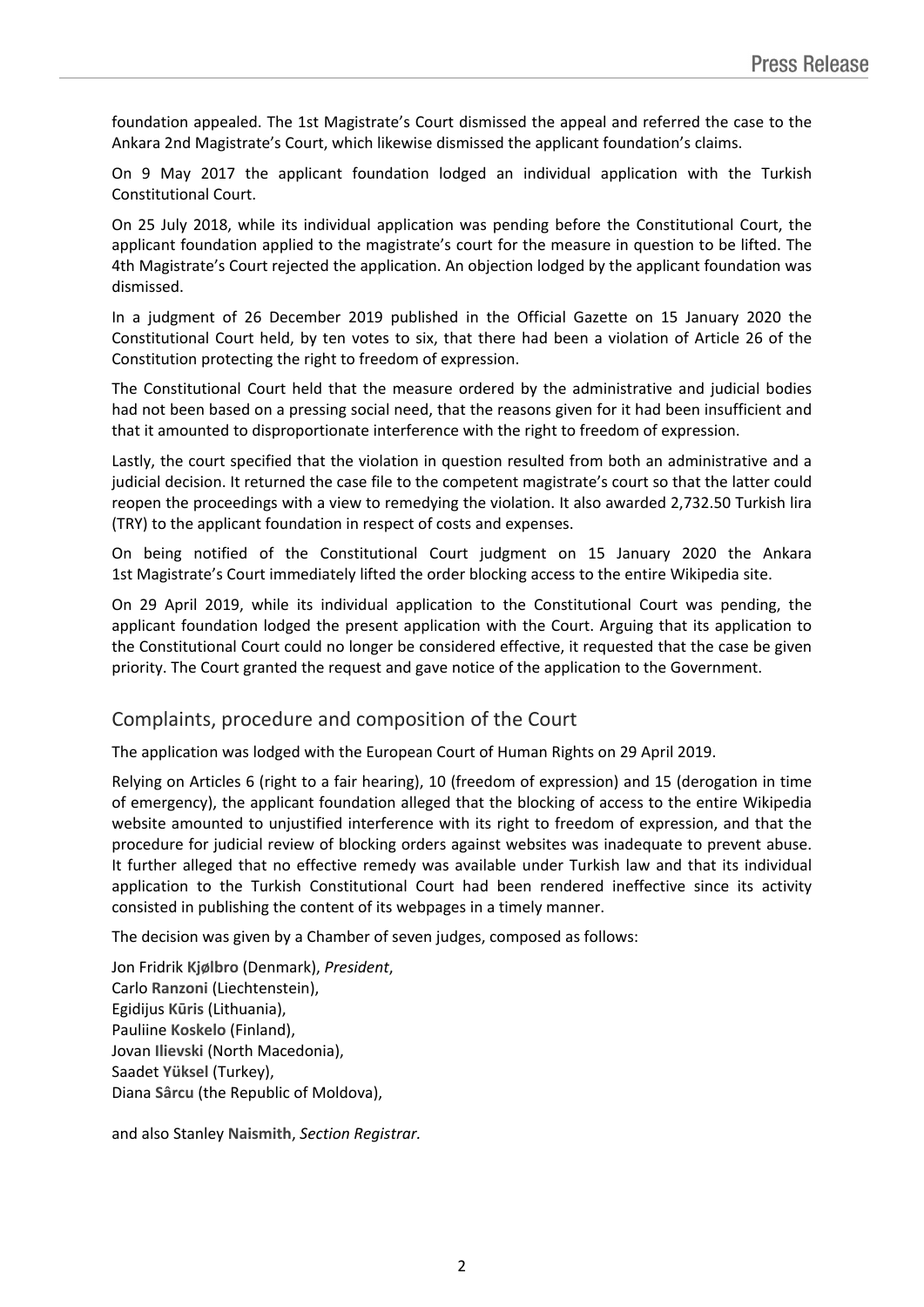foundation appealed. The 1st Magistrate's Court dismissed the appeal and referred the case to the Ankara 2nd Magistrate's Court, which likewise dismissed the applicant foundation's claims.

On 9 May 2017 the applicant foundation lodged an individual application with the Turkish Constitutional Court.

On 25 July 2018, while its individual application was pending before the Constitutional Court, the applicant foundation applied to the magistrate's court for the measure in question to be lifted. The 4th Magistrate's Court rejected the application. An objection lodged by the applicant foundation was dismissed.

In a judgment of 26 December 2019 published in the Official Gazette on 15 January 2020 the Constitutional Court held, by ten votes to six, that there had been a violation of Article 26 of the Constitution protecting the right to freedom of expression.

The Constitutional Court held that the measure ordered by the administrative and judicial bodies had not been based on a pressing social need, that the reasons given for it had been insufficient and that it amounted to disproportionate interference with the right to freedom of expression.

Lastly, the court specified that the violation in question resulted from both an administrative and a judicial decision. It returned the case file to the competent magistrate's court so that the latter could reopen the proceedings with a view to remedying the violation. It also awarded 2,732.50 Turkish lira (TRY) to the applicant foundation in respect of costs and expenses.

On being notified of the Constitutional Court judgment on 15 January 2020 the Ankara 1st Magistrate's Court immediately lifted the order blocking access to the entire Wikipedia site.

On 29 April 2019, while its individual application to the Constitutional Court was pending, the applicant foundation lodged the present application with the Court. Arguing that its application to the Constitutional Court could no longer be considered effective, it requested that the case be given priority. The Court granted the request and gave notice of the application to the Government.

## Complaints, procedure and composition of the Court

The application was lodged with the European Court of Human Rights on 29 April 2019.

Relying on Articles 6 (right to a fair hearing), 10 (freedom of expression) and 15 (derogation in time of emergency), the applicant foundation alleged that the blocking of access to the entire Wikipedia website amounted to unjustified interference with its right to freedom of expression, and that the procedure for judicial review of blocking orders against websites was inadequate to prevent abuse. It further alleged that no effective remedy was available under Turkish law and that its individual application to the Turkish Constitutional Court had been rendered ineffective since its activity consisted in publishing the content of its webpages in a timely manner.

The decision was given by a Chamber of seven judges, composed as follows:

Jon Fridrik **Kjølbro** (Denmark), *President*,  
Carlo **Ranzoni** (Liechtenstein),  
Egidijus **Kūris** (Lithuania),  
Pauliine **Koskelo** (Finland),  
Jovan **Ilievski** (North Macedonia),  
Saadet **Yüksel** (Turkey),  
Diana **Sârcu** (the Republic of Moldova),

and also Stanley **Naismith**, *Section Registrar.*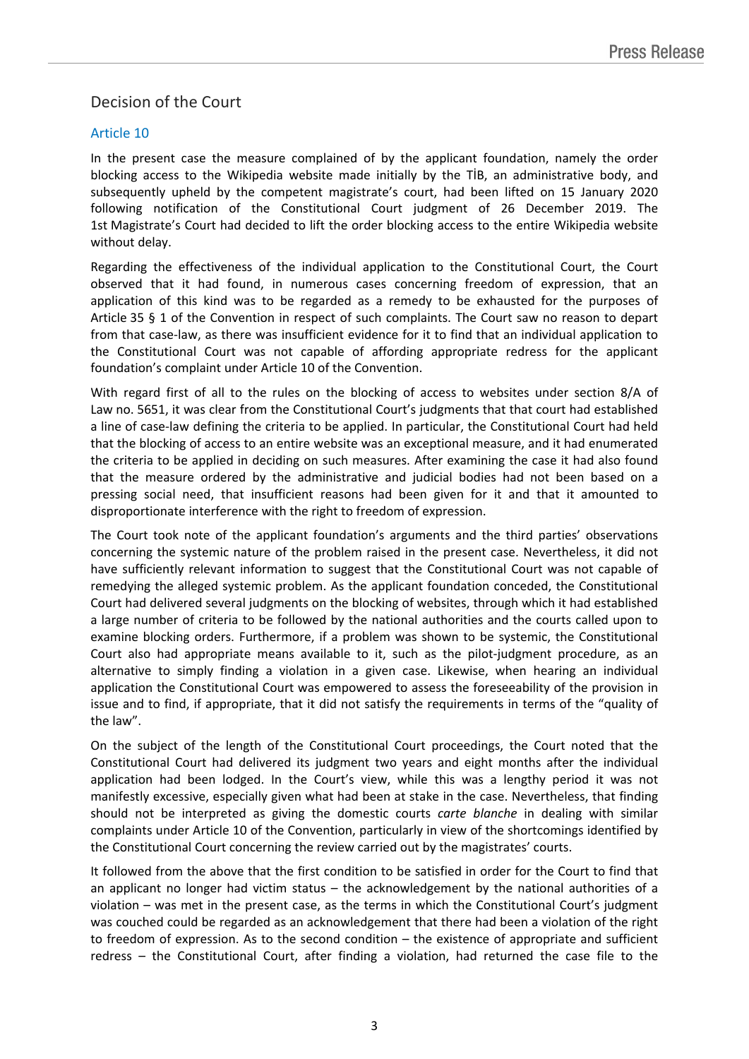## Decision of the Court

### Article 10

In the present case the measure complained of by the applicant foundation, namely the order blocking access to the Wikipedia website made initially by the TİB, an administrative body, and subsequently upheld by the competent magistrate's court, had been lifted on 15 January 2020 following notification of the Constitutional Court judgment of 26 December 2019. The 1st Magistrate's Court had decided to lift the order blocking access to the entire Wikipedia website without delay.

Regarding the effectiveness of the individual application to the Constitutional Court, the Court observed that it had found, in numerous cases concerning freedom of expression, that an application of this kind was to be regarded as a remedy to be exhausted for the purposes of Article 35 § 1 of the Convention in respect of such complaints. The Court saw no reason to depart from that case-law, as there was insufficient evidence for it to find that an individual application to the Constitutional Court was not capable of affording appropriate redress for the applicant foundation's complaint under Article 10 of the Convention.

With regard first of all to the rules on the blocking of access to websites under section 8/A of Law no. 5651, it was clear from the Constitutional Court's judgments that that court had established a line of case-law defining the criteria to be applied. In particular, the Constitutional Court had held that the blocking of access to an entire website was an exceptional measure, and it had enumerated the criteria to be applied in deciding on such measures. After examining the case it had also found that the measure ordered by the administrative and judicial bodies had not been based on a pressing social need, that insufficient reasons had been given for it and that it amounted to disproportionate interference with the right to freedom of expression.

The Court took note of the applicant foundation's arguments and the third parties' observations concerning the systemic nature of the problem raised in the present case. Nevertheless, it did not have sufficiently relevant information to suggest that the Constitutional Court was not capable of remedying the alleged systemic problem. As the applicant foundation conceded, the Constitutional Court had delivered several judgments on the blocking of websites, through which it had established a large number of criteria to be followed by the national authorities and the courts called upon to examine blocking orders. Furthermore, if a problem was shown to be systemic, the Constitutional Court also had appropriate means available to it, such as the pilot-judgment procedure, as an alternative to simply finding a violation in a given case. Likewise, when hearing an individual application the Constitutional Court was empowered to assess the foreseeability of the provision in issue and to find, if appropriate, that it did not satisfy the requirements in terms of the "quality of the law".

On the subject of the length of the Constitutional Court proceedings, the Court noted that the Constitutional Court had delivered its judgment two years and eight months after the individual application had been lodged. In the Court's view, while this was a lengthy period it was not manifestly excessive, especially given what had been at stake in the case. Nevertheless, that finding should not be interpreted as giving the domestic courts *carte blanche* in dealing with similar complaints under Article 10 of the Convention, particularly in view of the shortcomings identified by the Constitutional Court concerning the review carried out by the magistrates' courts.

It followed from the above that the first condition to be satisfied in order for the Court to find that an applicant no longer had victim status – the acknowledgement by the national authorities of a violation – was met in the present case, as the terms in which the Constitutional Court's judgment was couched could be regarded as an acknowledgement that there had been a violation of the right to freedom of expression. As to the second condition – the existence of appropriate and sufficient redress – the Constitutional Court, after finding a violation, had returned the case file to the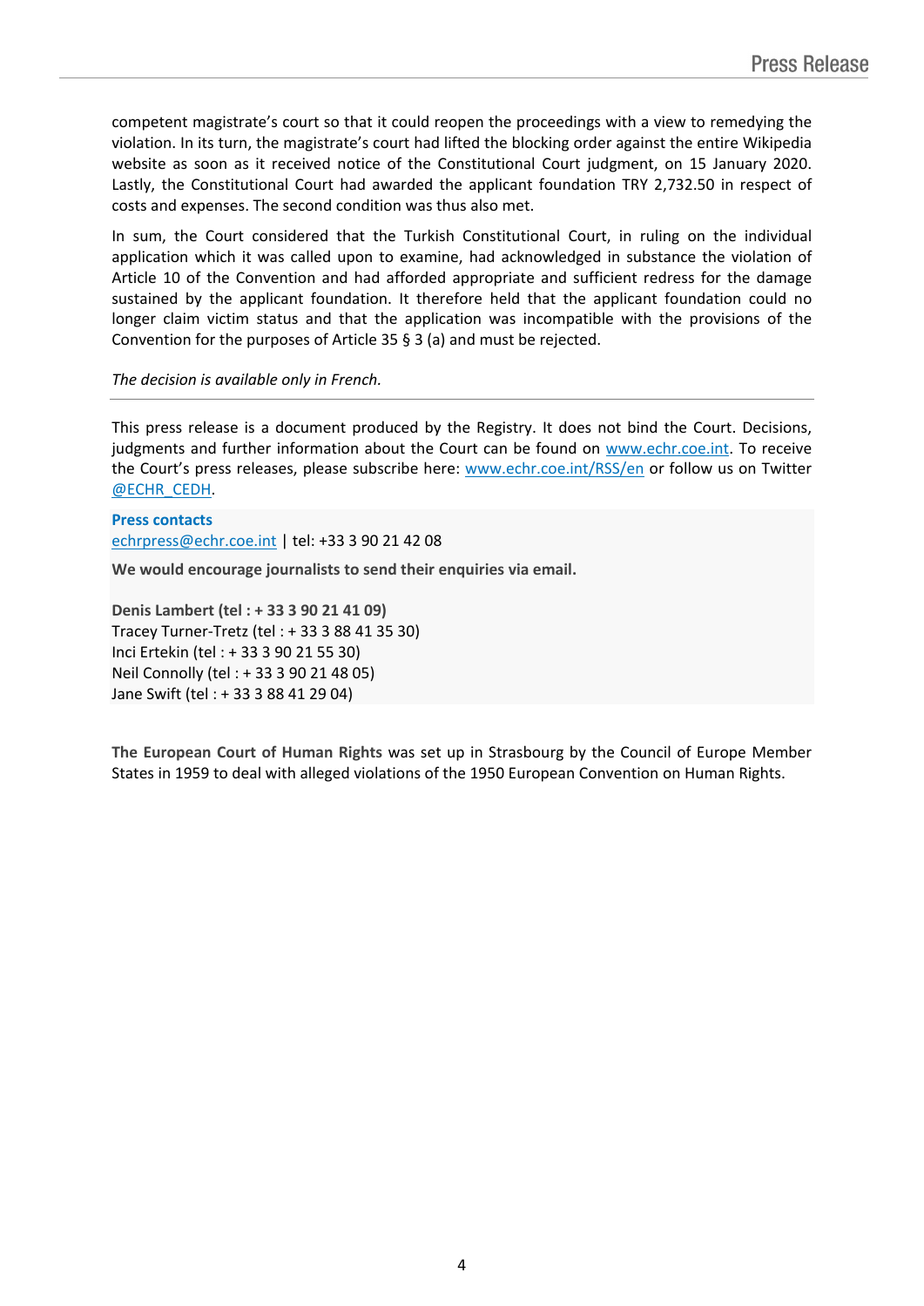competent magistrate's court so that it could reopen the proceedings with a view to remedying the violation. In its turn, the magistrate's court had lifted the blocking order against the entire Wikipedia website as soon as it received notice of the Constitutional Court judgment, on 15 January 2020. Lastly, the Constitutional Court had awarded the applicant foundation TRY 2,732.50 in respect of costs and expenses. The second condition was thus also met.

In sum, the Court considered that the Turkish Constitutional Court, in ruling on the individual application which it was called upon to examine, had acknowledged in substance the violation of Article 10 of the Convention and had afforded appropriate and sufficient redress for the damage sustained by the applicant foundation. It therefore held that the applicant foundation could no longer claim victim status and that the application was incompatible with the provisions of the Convention for the purposes of Article 35 § 3 (a) and must be rejected.

*The decision is available only in French.*

---

This press release is a document produced by the Registry. It does not bind the Court. Decisions, judgments and further information about the Court can be found on www.echr.coe.int. To receive the Court's press releases, please subscribe here: www.echr.coe.int/RSS/en or follow us on Twitter @ECHR_CEDH.

**Press contacts**
echrpress@echr.coe.int | tel: +33 3 90 21 42 08

**We would encourage journalists to send their enquiries via email.**

**Denis Lambert (tel : + 33 3 90 21 41 09)**
Tracey Turner-Tretz (tel : + 33 3 88 41 35 30)
Inci Ertekin (tel : + 33 3 90 21 55 30)
Neil Connolly (tel : + 33 3 90 21 48 05)
Jane Swift (tel : + 33 3 88 41 29 04)

**The European Court of Human Rights** was set up in Strasbourg by the Council of Europe Member States in 1959 to deal with alleged violations of the 1950 European Convention on Human Rights.